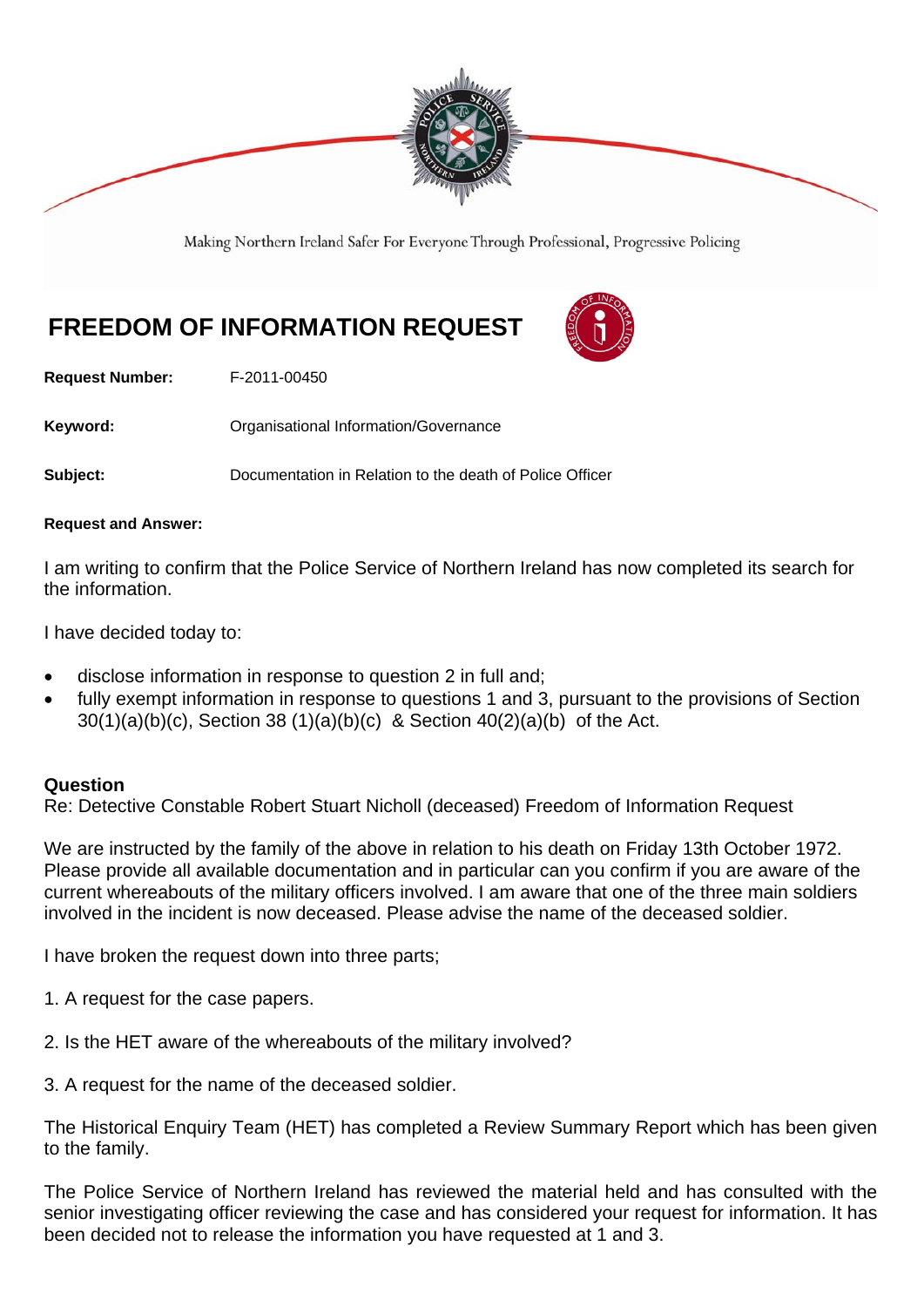Making Northern Ireland Safer For Everyone Through Professional, Progressive Policing

# FREEDOM OF INFORMATION REQUEST

**Request Number:** F-2011-00450

**Keyword:** Organisational Information/Governance

**Subject:** Documentation in Relation to the death of Police Officer

**Request and Answer:**

I am writing to confirm that the Police Service of Northern Ireland has now completed its search for the information.

I have decided today to:

- disclose information in response to question 2 in full and;
- fully exempt information in response to questions 1 and 3, pursuant to the provisions of Section 30(1)(a)(b)(c), Section 38 (1)(a)(b)(c) & Section 40(2)(a)(b) of the Act.

**Question**
Re: Detective Constable Robert Stuart Nicholl (deceased) Freedom of Information Request

We are instructed by the family of the above in relation to his death on Friday 13th October 1972. Please provide all available documentation and in particular can you confirm if you are aware of the current whereabouts of the military officers involved. I am aware that one of the three main soldiers involved in the incident is now deceased. Please advise the name of the deceased soldier.

I have broken the request down into three parts;

1. A request for the case papers.

2. Is the HET aware of the whereabouts of the military involved?

3. A request for the name of the deceased soldier.

The Historical Enquiry Team (HET) has completed a Review Summary Report which has been given to the family.

The Police Service of Northern Ireland has reviewed the material held and has consulted with the senior investigating officer reviewing the case and has considered your request for information. It has been decided not to release the information you have requested at 1 and 3.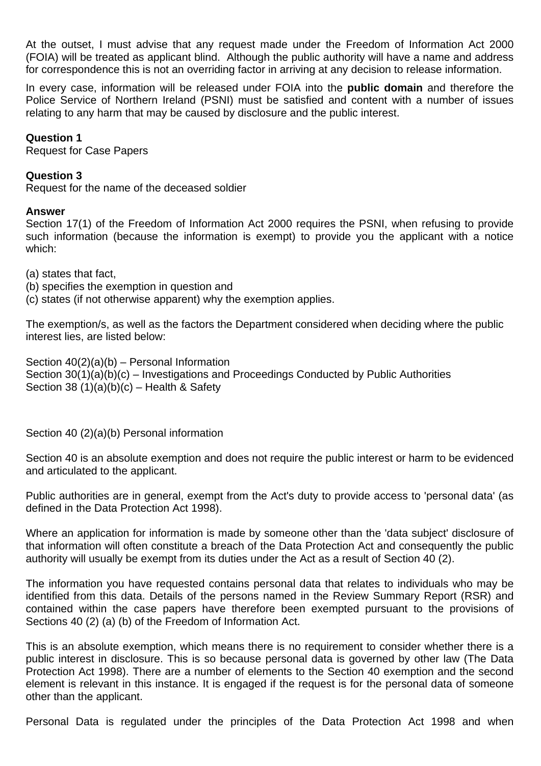At the outset, I must advise that any request made under the Freedom of Information Act 2000 (FOIA) will be treated as applicant blind. Although the public authority will have a name and address for correspondence this is not an overriding factor in arriving at any decision to release information.

In every case, information will be released under FOIA into the **public domain** and therefore the Police Service of Northern Ireland (PSNI) must be satisfied and content with a number of issues relating to any harm that may be caused by disclosure and the public interest.

**Question 1**
Request for Case Papers

**Question 3**
Request for the name of the deceased soldier

**Answer**
Section 17(1) of the Freedom of Information Act 2000 requires the PSNI, when refusing to provide such information (because the information is exempt) to provide you the applicant with a notice which:

(a) states that fact,
(b) specifies the exemption in question and
(c) states (if not otherwise apparent) why the exemption applies.

The exemption/s, as well as the factors the Department considered when deciding where the public interest lies, are listed below:

Section 40(2)(a)(b) – Personal Information
Section 30(1)(a)(b)(c) – Investigations and Proceedings Conducted by Public Authorities
Section 38 (1)(a)(b)(c) – Health & Safety

Section 40 (2)(a)(b) Personal information

Section 40 is an absolute exemption and does not require the public interest or harm to be evidenced and articulated to the applicant.

Public authorities are in general, exempt from the Act's duty to provide access to 'personal data' (as defined in the Data Protection Act 1998).

Where an application for information is made by someone other than the 'data subject' disclosure of that information will often constitute a breach of the Data Protection Act and consequently the public authority will usually be exempt from its duties under the Act as a result of Section 40 (2).

The information you have requested contains personal data that relates to individuals who may be identified from this data. Details of the persons named in the Review Summary Report (RSR) and contained within the case papers have therefore been exempted pursuant to the provisions of Sections 40 (2) (a) (b) of the Freedom of Information Act.

This is an absolute exemption, which means there is no requirement to consider whether there is a public interest in disclosure. This is so because personal data is governed by other law (The Data Protection Act 1998). There are a number of elements to the Section 40 exemption and the second element is relevant in this instance. It is engaged if the request is for the personal data of someone other than the applicant.

Personal Data is regulated under the principles of the Data Protection Act 1998 and when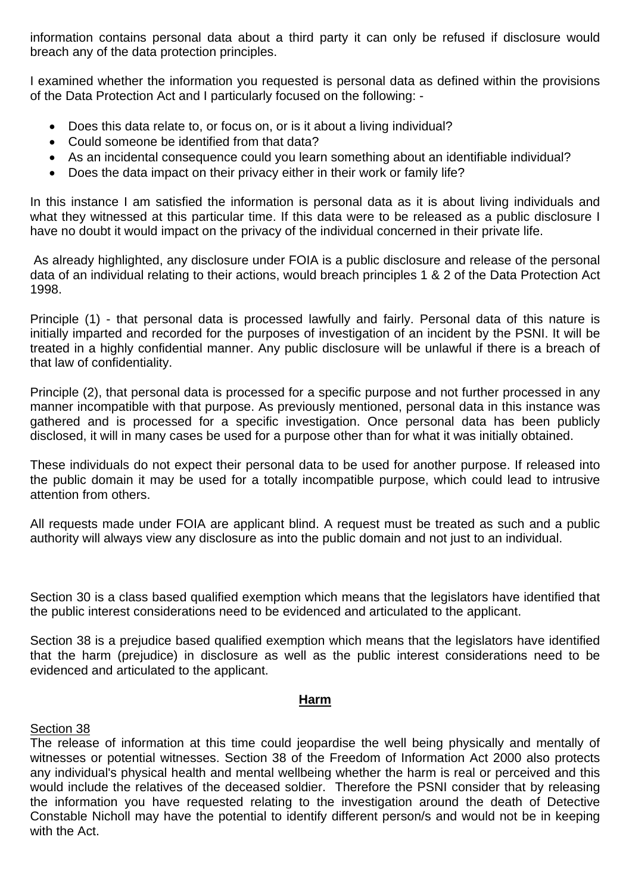information contains personal data about a third party it can only be refused if disclosure would breach any of the data protection principles.

I examined whether the information you requested is personal data as defined within the provisions of the Data Protection Act and I particularly focused on the following: -

- Does this data relate to, or focus on, or is it about a living individual?
- Could someone be identified from that data?
- As an incidental consequence could you learn something about an identifiable individual?
- Does the data impact on their privacy either in their work or family life?

In this instance I am satisfied the information is personal data as it is about living individuals and what they witnessed at this particular time. If this data were to be released as a public disclosure I have no doubt it would impact on the privacy of the individual concerned in their private life.

As already highlighted, any disclosure under FOIA is a public disclosure and release of the personal data of an individual relating to their actions, would breach principles 1 & 2 of the Data Protection Act 1998.

Principle (1) - that personal data is processed lawfully and fairly. Personal data of this nature is initially imparted and recorded for the purposes of investigation of an incident by the PSNI. It will be treated in a highly confidential manner. Any public disclosure will be unlawful if there is a breach of that law of confidentiality.

Principle (2), that personal data is processed for a specific purpose and not further processed in any manner incompatible with that purpose. As previously mentioned, personal data in this instance was gathered and is processed for a specific investigation. Once personal data has been publicly disclosed, it will in many cases be used for a purpose other than for what it was initially obtained.

These individuals do not expect their personal data to be used for another purpose. If released into the public domain it may be used for a totally incompatible purpose, which could lead to intrusive attention from others.

All requests made under FOIA are applicant blind. A request must be treated as such and a public authority will always view any disclosure as into the public domain and not just to an individual.

Section 30 is a class based qualified exemption which means that the legislators have identified that the public interest considerations need to be evidenced and articulated to the applicant.

Section 38 is a prejudice based qualified exemption which means that the legislators have identified that the harm (prejudice) in disclosure as well as the public interest considerations need to be evidenced and articulated to the applicant.

**Harm**

Section 38

The release of information at this time could jeopardise the well being physically and mentally of witnesses or potential witnesses. Section 38 of the Freedom of Information Act 2000 also protects any individual's physical health and mental wellbeing whether the harm is real or perceived and this would include the relatives of the deceased soldier. Therefore the PSNI consider that by releasing the information you have requested relating to the investigation around the death of Detective Constable Nicholl may have the potential to identify different person/s and would not be in keeping with the Act.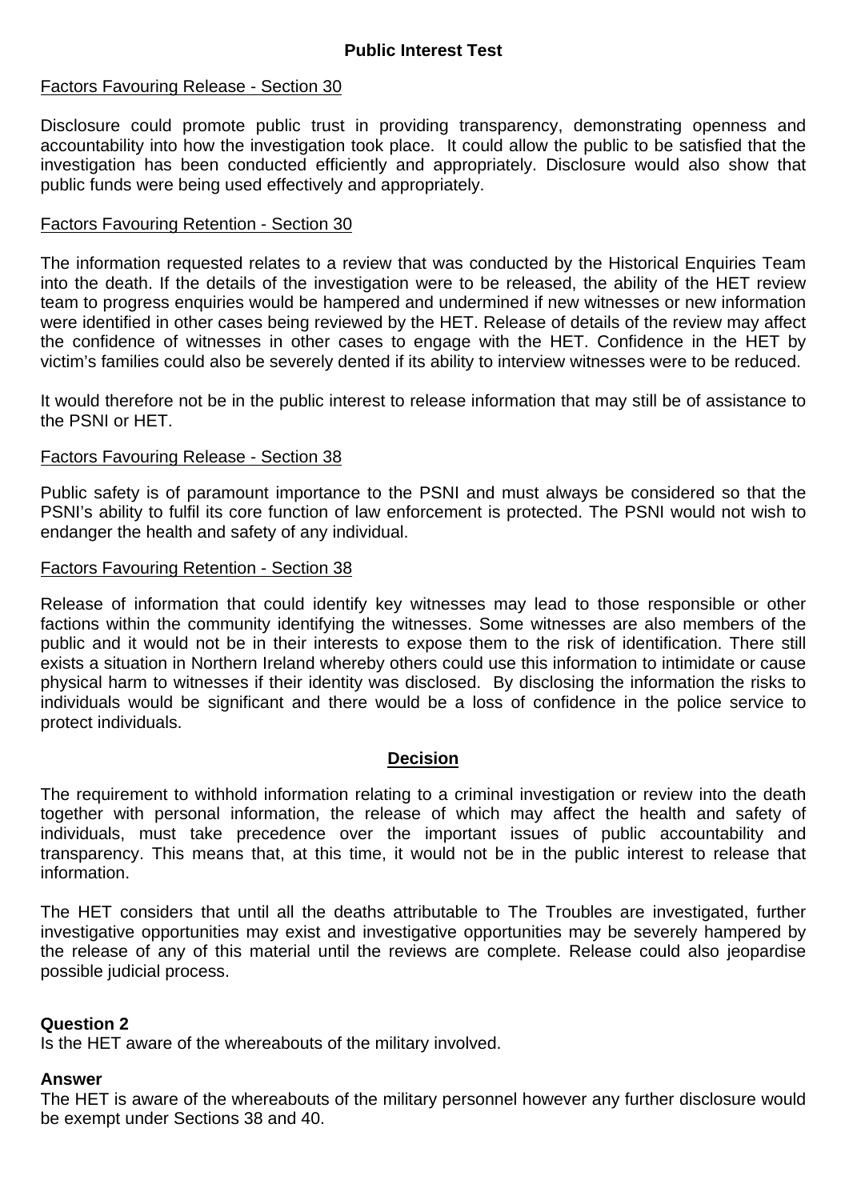**Public Interest Test**

Factors Favouring Release - Section 30

Disclosure could promote public trust in providing transparency, demonstrating openness and accountability into how the investigation took place. It could allow the public to be satisfied that the investigation has been conducted efficiently and appropriately. Disclosure would also show that public funds were being used effectively and appropriately.

Factors Favouring Retention - Section 30

The information requested relates to a review that was conducted by the Historical Enquiries Team into the death. If the details of the investigation were to be released, the ability of the HET review team to progress enquiries would be hampered and undermined if new witnesses or new information were identified in other cases being reviewed by the HET. Release of details of the review may affect the confidence of witnesses in other cases to engage with the HET. Confidence in the HET by victim's families could also be severely dented if its ability to interview witnesses were to be reduced.

It would therefore not be in the public interest to release information that may still be of assistance to the PSNI or HET.

Factors Favouring Release - Section 38

Public safety is of paramount importance to the PSNI and must always be considered so that the PSNI's ability to fulfil its core function of law enforcement is protected. The PSNI would not wish to endanger the health and safety of any individual.

Factors Favouring Retention - Section 38

Release of information that could identify key witnesses may lead to those responsible or other factions within the community identifying the witnesses. Some witnesses are also members of the public and it would not be in their interests to expose them to the risk of identification. There still exists a situation in Northern Ireland whereby others could use this information to intimidate or cause physical harm to witnesses if their identity was disclosed. By disclosing the information the risks to individuals would be significant and there would be a loss of confidence in the police service to protect individuals.

**Decision**

The requirement to withhold information relating to a criminal investigation or review into the death together with personal information, the release of which may affect the health and safety of individuals, must take precedence over the important issues of public accountability and transparency. This means that, at this time, it would not be in the public interest to release that information.

The HET considers that until all the deaths attributable to The Troubles are investigated, further investigative opportunities may exist and investigative opportunities may be severely hampered by the release of any of this material until the reviews are complete. Release could also jeopardise possible judicial process.

**Question 2**
Is the HET aware of the whereabouts of the military involved.

**Answer**
The HET is aware of the whereabouts of the military personnel however any further disclosure would be exempt under Sections 38 and 40.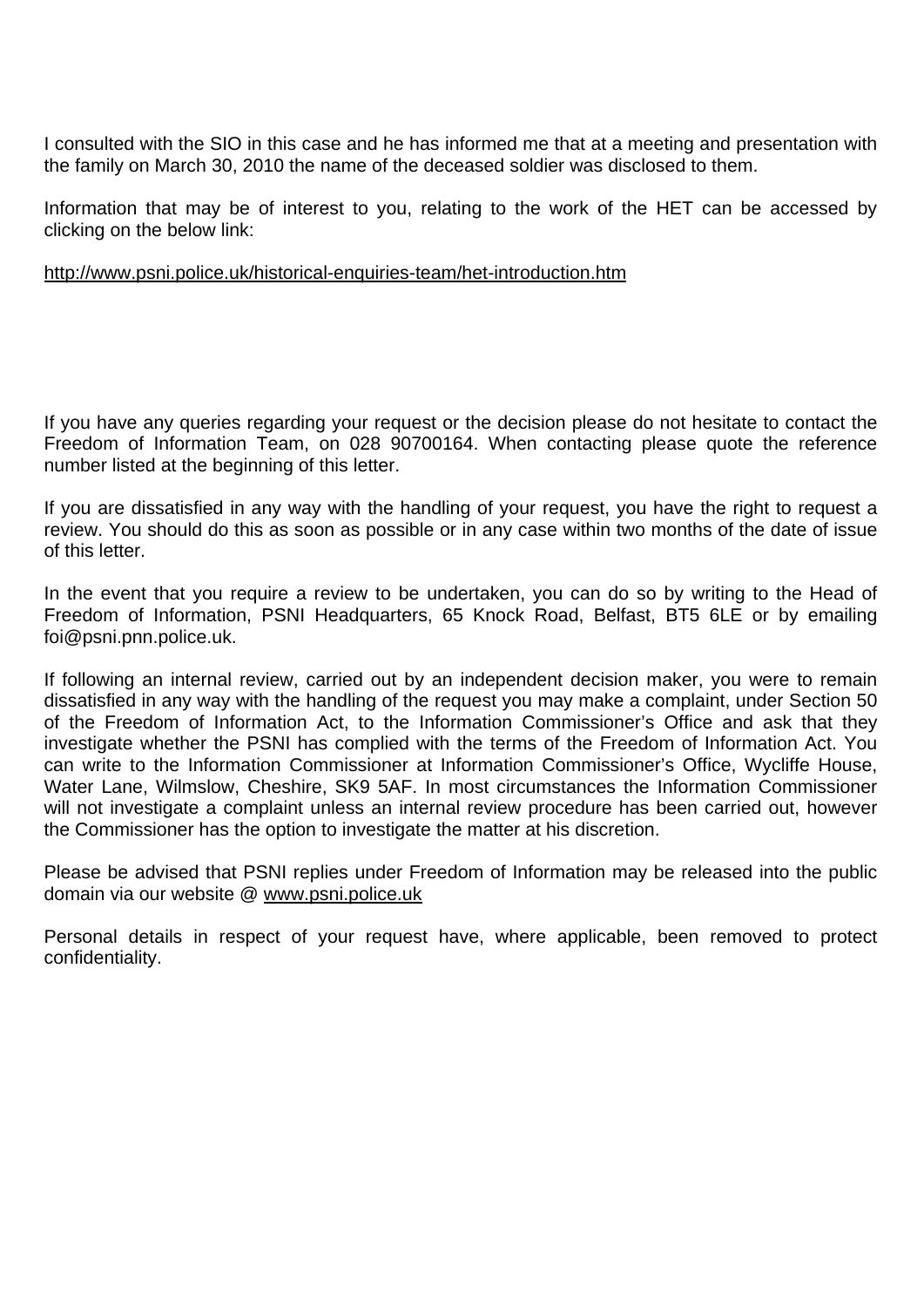I consulted with the SIO in this case and he has informed me that at a meeting and presentation with the family on March 30, 2010 the name of the deceased soldier was disclosed to them.

Information that may be of interest to you, relating to the work of the HET can be accessed by clicking on the below link:

http://www.psni.police.uk/historical-enquiries-team/het-introduction.htm

If you have any queries regarding your request or the decision please do not hesitate to contact the Freedom of Information Team, on 028 90700164. When contacting please quote the reference number listed at the beginning of this letter.

If you are dissatisfied in any way with the handling of your request, you have the right to request a review. You should do this as soon as possible or in any case within two months of the date of issue of this letter.

In the event that you require a review to be undertaken, you can do so by writing to the Head of Freedom of Information, PSNI Headquarters, 65 Knock Road, Belfast, BT5 6LE or by emailing foi@psni.pnn.police.uk.

If following an internal review, carried out by an independent decision maker, you were to remain dissatisfied in any way with the handling of the request you may make a complaint, under Section 50 of the Freedom of Information Act, to the Information Commissioner's Office and ask that they investigate whether the PSNI has complied with the terms of the Freedom of Information Act. You can write to the Information Commissioner at Information Commissioner's Office, Wycliffe House, Water Lane, Wilmslow, Cheshire, SK9 5AF. In most circumstances the Information Commissioner will not investigate a complaint unless an internal review procedure has been carried out, however the Commissioner has the option to investigate the matter at his discretion.

Please be advised that PSNI replies under Freedom of Information may be released into the public domain via our website @ www.psni.police.uk

Personal details in respect of your request have, where applicable, been removed to protect confidentiality.